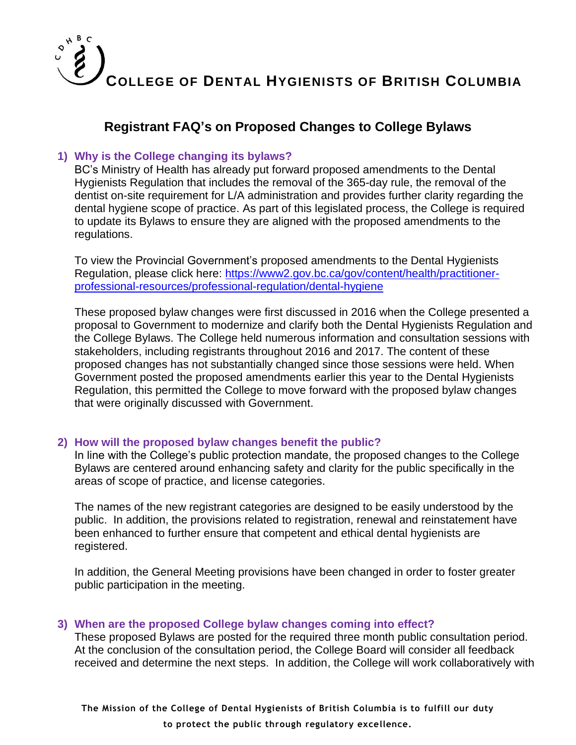# COLLEGE OF DENTAL HYGIENISTS OF BRITISH COLUMBIA

## Registrant FAQ's on Proposed Changes to College Bylaws

### 1) Why is the College changing its bylaws?

BC's Ministry of Health has already put forward proposed amendments to the Dental Hygienists Regulation that includes the removal of the 365-day rule, the removal of the dentist on-site requirement for L/A administration and provides further clarity regarding the dental hygiene scope of practice. As part of this legislated process, the College is required to update its Bylaws to ensure they are aligned with the proposed amendments to the regulations.

To view the Provincial Government's proposed amendments to the Dental Hygienists Regulation, please click here: [https://www2.gov.bc.ca/gov/content/health/practitioner-professional-resources/professional-regulation/dental-hygiene](https://www2.gov.bc.ca/gov/content/health/practitioner-professional-resources/professional-regulation/dental-hygiene)

These proposed bylaw changes were first discussed in 2016 when the College presented a proposal to Government to modernize and clarify both the Dental Hygienists Regulation and the College Bylaws. The College held numerous information and consultation sessions with stakeholders, including registrants throughout 2016 and 2017. The content of these proposed changes has not substantially changed since those sessions were held. When Government posted the proposed amendments earlier this year to the Dental Hygienists Regulation, this permitted the College to move forward with the proposed bylaw changes that were originally discussed with Government.

### 2) How will the proposed bylaw changes benefit the public?

In line with the College's public protection mandate, the proposed changes to the College Bylaws are centered around enhancing safety and clarity for the public specifically in the areas of scope of practice, and license categories.

The names of the new registrant categories are designed to be easily understood by the public. In addition, the provisions related to registration, renewal and reinstatement have been enhanced to further ensure that competent and ethical dental hygienists are registered.

In addition, the General Meeting provisions have been changed in order to foster greater public participation in the meeting.

### 3) When are the proposed College bylaw changes coming into effect?

These proposed Bylaws are posted for the required three month public consultation period. At the conclusion of the consultation period, the College Board will consider all feedback received and determine the next steps. In addition, the College will work collaboratively with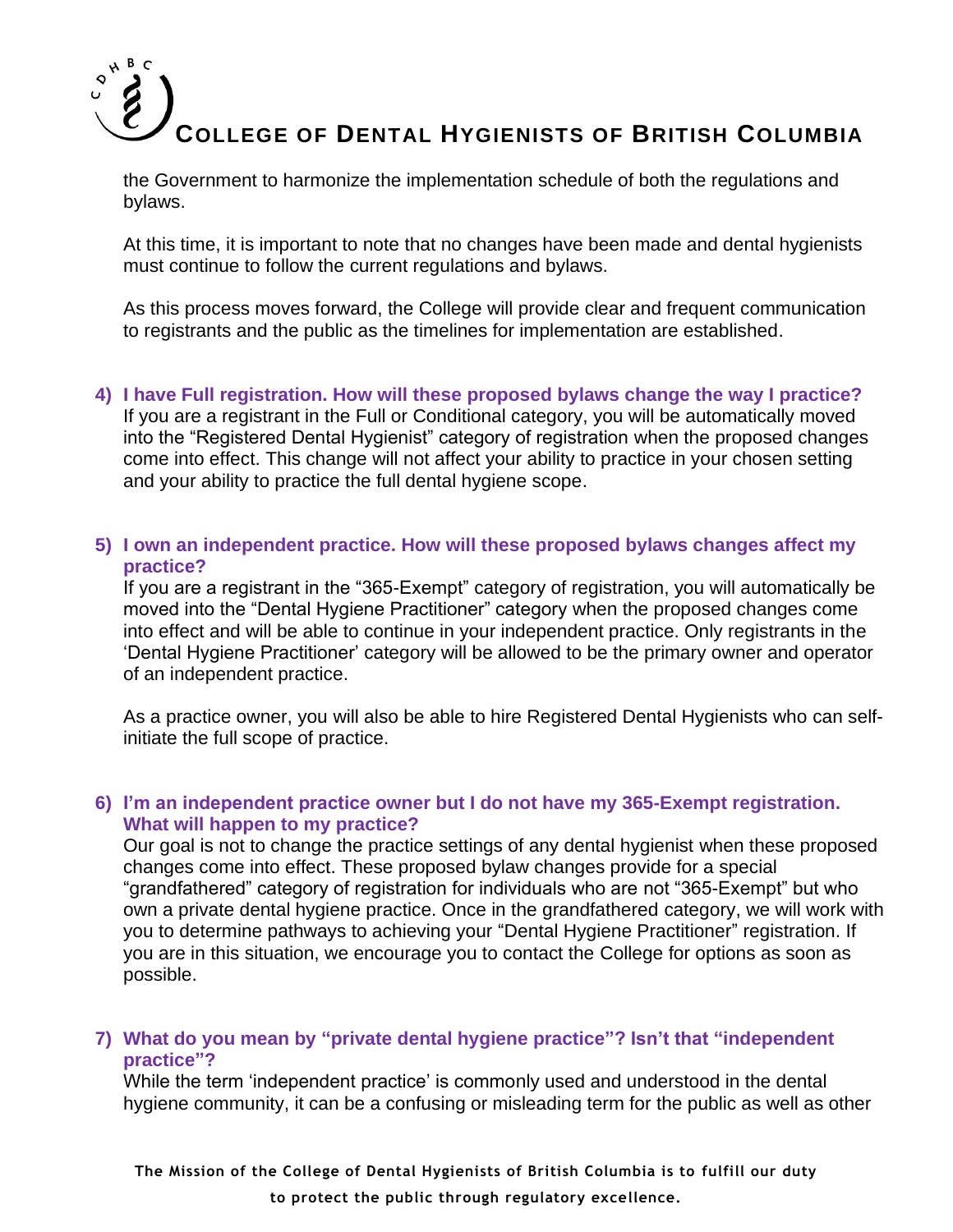the Government to harmonize the implementation schedule of both the regulations and bylaws.

At this time, it is important to note that no changes have been made and dental hygienists must continue to follow the current regulations and bylaws.

As this process moves forward, the College will provide clear and frequent communication to registrants and the public as the timelines for implementation are established.

4) **I have Full registration. How will these proposed bylaws change the way I practice?**
If you are a registrant in the Full or Conditional category, you will be automatically moved into the "Registered Dental Hygienist" category of registration when the proposed changes come into effect. This change will not affect your ability to practice in your chosen setting and your ability to practice the full dental hygiene scope.

5) **I own an independent practice. How will these proposed bylaws changes affect my practice?**
If you are a registrant in the "365-Exempt" category of registration, you will automatically be moved into the "Dental Hygiene Practitioner" category when the proposed changes come into effect and will be able to continue in your independent practice. Only registrants in the 'Dental Hygiene Practitioner' category will be allowed to be the primary owner and operator of an independent practice.

As a practice owner, you will also be able to hire Registered Dental Hygienists who can self-initiate the full scope of practice.

6) **I'm an independent practice owner but I do not have my 365-Exempt registration. What will happen to my practice?**
Our goal is not to change the practice settings of any dental hygienist when these proposed changes come into effect. These proposed bylaw changes provide for a special "grandfathered" category of registration for individuals who are not "365-Exempt" but who own a private dental hygiene practice. Once in the grandfathered category, we will work with you to determine pathways to achieving your "Dental Hygiene Practitioner" registration. If you are in this situation, we encourage you to contact the College for options as soon as possible.

7) **What do you mean by "private dental hygiene practice"? Isn't that "independent practice"?**
While the term 'independent practice' is commonly used and understood in the dental hygiene community, it can be a confusing or misleading term for the public as well as other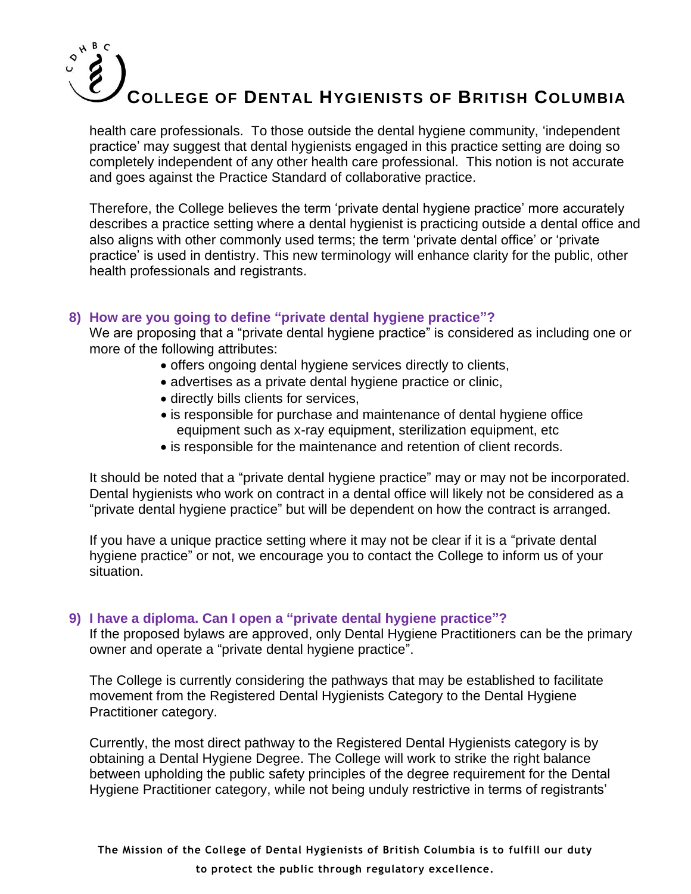health care professionals. To those outside the dental hygiene community, 'independent practice' may suggest that dental hygienists engaged in this practice setting are doing so completely independent of any other health care professional. This notion is not accurate and goes against the Practice Standard of collaborative practice.

Therefore, the College believes the term 'private dental hygiene practice' more accurately describes a practice setting where a dental hygienist is practicing outside a dental office and also aligns with other commonly used terms; the term 'private dental office' or 'private practice' is used in dentistry. This new terminology will enhance clarity for the public, other health professionals and registrants.

### 8) How are you going to define "private dental hygiene practice"?

We are proposing that a "private dental hygiene practice" is considered as including one or more of the following attributes:

- offers ongoing dental hygiene services directly to clients,
- advertises as a private dental hygiene practice or clinic,
- directly bills clients for services,
- is responsible for purchase and maintenance of dental hygiene office equipment such as x-ray equipment, sterilization equipment, etc
- is responsible for the maintenance and retention of client records.

It should be noted that a "private dental hygiene practice" may or may not be incorporated. Dental hygienists who work on contract in a dental office will likely not be considered as a "private dental hygiene practice" but will be dependent on how the contract is arranged.

If you have a unique practice setting where it may not be clear if it is a "private dental hygiene practice" or not, we encourage you to contact the College to inform us of your situation.

### 9) I have a diploma. Can I open a "private dental hygiene practice"?

If the proposed bylaws are approved, only Dental Hygiene Practitioners can be the primary owner and operate a "private dental hygiene practice".

The College is currently considering the pathways that may be established to facilitate movement from the Registered Dental Hygienists Category to the Dental Hygiene Practitioner category.

Currently, the most direct pathway to the Registered Dental Hygienists category is by obtaining a Dental Hygiene Degree. The College will work to strike the right balance between upholding the public safety principles of the degree requirement for the Dental Hygiene Practitioner category, while not being unduly restrictive in terms of registrants'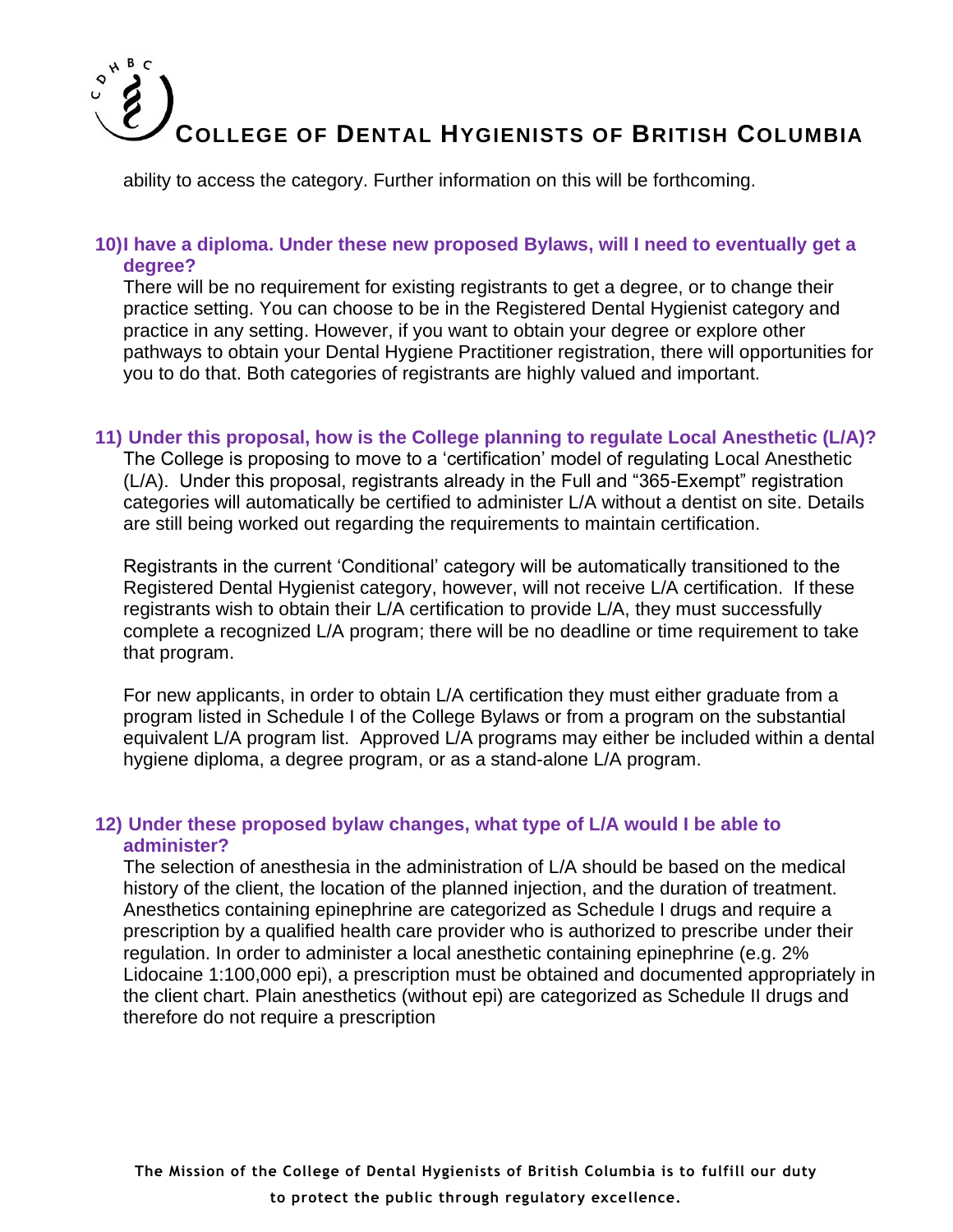ability to access the category. Further information on this will be forthcoming.

### 10) I have a diploma. Under these new proposed Bylaws, will I need to eventually get a degree?

There will be no requirement for existing registrants to get a degree, or to change their practice setting. You can choose to be in the Registered Dental Hygienist category and practice in any setting. However, if you want to obtain your degree or explore other pathways to obtain your Dental Hygiene Practitioner registration, there will opportunities for you to do that. Both categories of registrants are highly valued and important.

### 11) Under this proposal, how is the College planning to regulate Local Anesthetic (L/A)?

The College is proposing to move to a 'certification' model of regulating Local Anesthetic (L/A). Under this proposal, registrants already in the Full and "365-Exempt" registration categories will automatically be certified to administer L/A without a dentist on site. Details are still being worked out regarding the requirements to maintain certification.

Registrants in the current 'Conditional' category will be automatically transitioned to the Registered Dental Hygienist category, however, will not receive L/A certification. If these registrants wish to obtain their L/A certification to provide L/A, they must successfully complete a recognized L/A program; there will be no deadline or time requirement to take that program.

For new applicants, in order to obtain L/A certification they must either graduate from a program listed in Schedule I of the College Bylaws or from a program on the substantial equivalent L/A program list. Approved L/A programs may either be included within a dental hygiene diploma, a degree program, or as a stand-alone L/A program.

### 12) Under these proposed bylaw changes, what type of L/A would I be able to administer?

The selection of anesthesia in the administration of L/A should be based on the medical history of the client, the location of the planned injection, and the duration of treatment. Anesthetics containing epinephrine are categorized as Schedule I drugs and require a prescription by a qualified health care provider who is authorized to prescribe under their regulation. In order to administer a local anesthetic containing epinephrine (e.g. 2% Lidocaine 1:100,000 epi), a prescription must be obtained and documented appropriately in the client chart. Plain anesthetics (without epi) are categorized as Schedule II drugs and therefore do not require a prescription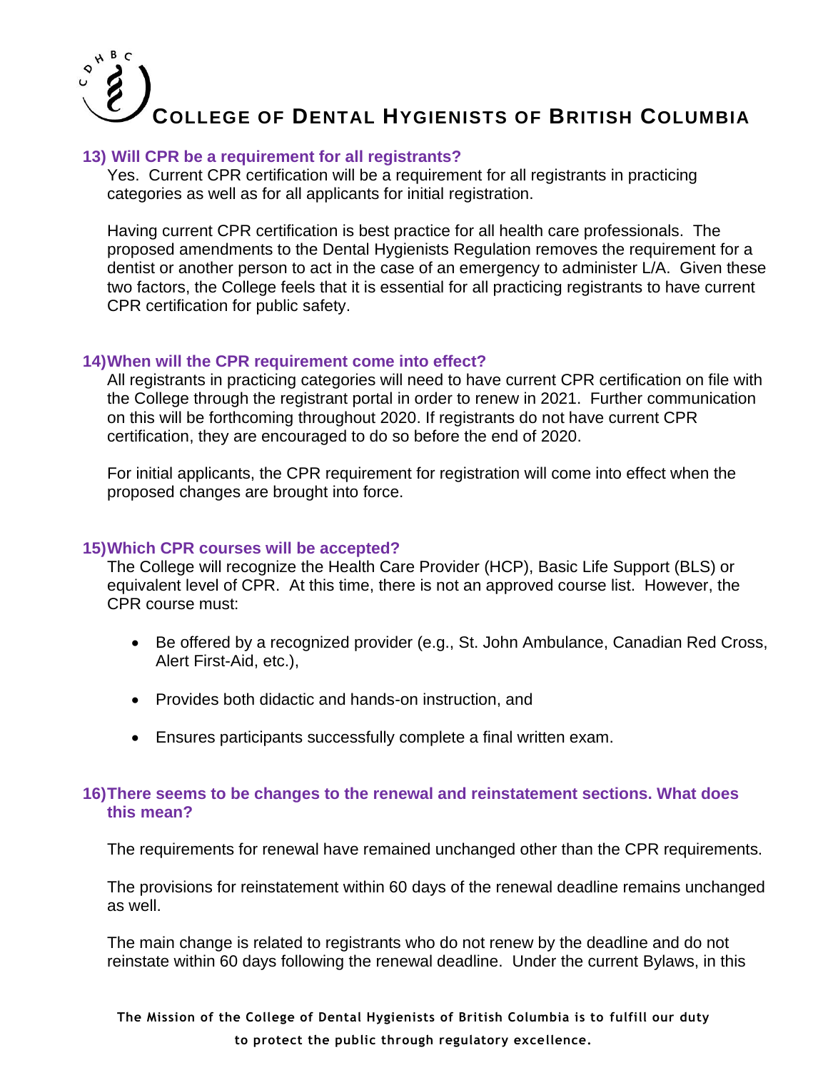#### 13) Will CPR be a requirement for all registrants?

Yes. Current CPR certification will be a requirement for all registrants in practicing categories as well as for all applicants for initial registration.

Having current CPR certification is best practice for all health care professionals. The proposed amendments to the Dental Hygienists Regulation removes the requirement for a dentist or another person to act in the case of an emergency to administer L/A. Given these two factors, the College feels that it is essential for all practicing registrants to have current CPR certification for public safety.

#### 14) When will the CPR requirement come into effect?

All registrants in practicing categories will need to have current CPR certification on file with the College through the registrant portal in order to renew in 2021. Further communication on this will be forthcoming throughout 2020. If registrants do not have current CPR certification, they are encouraged to do so before the end of 2020.

For initial applicants, the CPR requirement for registration will come into effect when the proposed changes are brought into force.

#### 15) Which CPR courses will be accepted?

The College will recognize the Health Care Provider (HCP), Basic Life Support (BLS) or equivalent level of CPR. At this time, there is not an approved course list. However, the CPR course must:

- Be offered by a recognized provider (e.g., St. John Ambulance, Canadian Red Cross, Alert First-Aid, etc.),
- Provides both didactic and hands-on instruction, and
- Ensures participants successfully complete a final written exam.

#### 16) There seems to be changes to the renewal and reinstatement sections. What does this mean?

The requirements for renewal have remained unchanged other than the CPR requirements.

The provisions for reinstatement within 60 days of the renewal deadline remains unchanged as well.

The main change is related to registrants who do not renew by the deadline and do not reinstate within 60 days following the renewal deadline. Under the current Bylaws, in this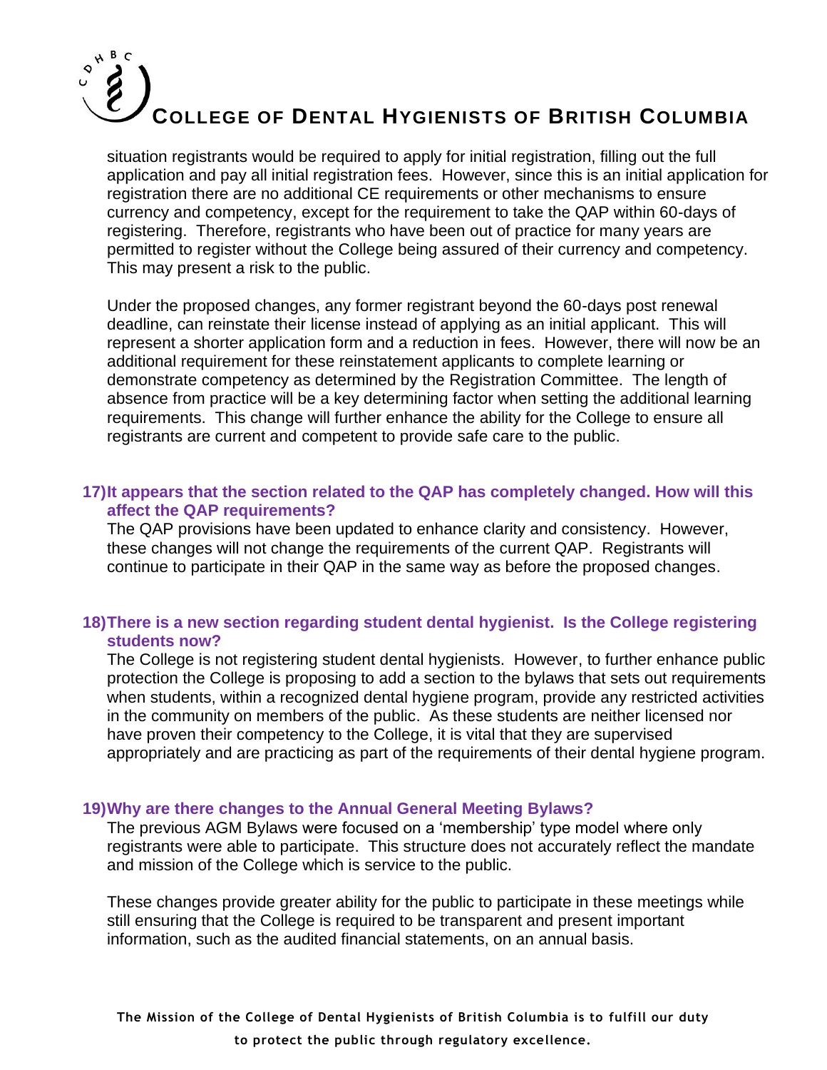situation registrants would be required to apply for initial registration, filling out the full application and pay all initial registration fees. However, since this is an initial application for registration there are no additional CE requirements or other mechanisms to ensure currency and competency, except for the requirement to take the QAP within 60-days of registering. Therefore, registrants who have been out of practice for many years are permitted to register without the College being assured of their currency and competency. This may present a risk to the public.

Under the proposed changes, any former registrant beyond the 60-days post renewal deadline, can reinstate their license instead of applying as an initial applicant. This will represent a shorter application form and a reduction in fees. However, there will now be an additional requirement for these reinstatement applicants to complete learning or demonstrate competency as determined by the Registration Committee. The length of absence from practice will be a key determining factor when setting the additional learning requirements. This change will further enhance the ability for the College to ensure all registrants are current and competent to provide safe care to the public.

**17) It appears that the section related to the QAP has completely changed. How will this affect the QAP requirements?**

The QAP provisions have been updated to enhance clarity and consistency. However, these changes will not change the requirements of the current QAP. Registrants will continue to participate in their QAP in the same way as before the proposed changes.

**18) There is a new section regarding student dental hygienist. Is the College registering students now?**

The College is not registering student dental hygienists. However, to further enhance public protection the College is proposing to add a section to the bylaws that sets out requirements when students, within a recognized dental hygiene program, provide any restricted activities in the community on members of the public. As these students are neither licensed nor have proven their competency to the College, it is vital that they are supervised appropriately and are practicing as part of the requirements of their dental hygiene program.

**19) Why are there changes to the Annual General Meeting Bylaws?**

The previous AGM Bylaws were focused on a 'membership' type model where only registrants were able to participate. This structure does not accurately reflect the mandate and mission of the College which is service to the public.

These changes provide greater ability for the public to participate in these meetings while still ensuring that the College is required to be transparent and present important information, such as the audited financial statements, on an annual basis.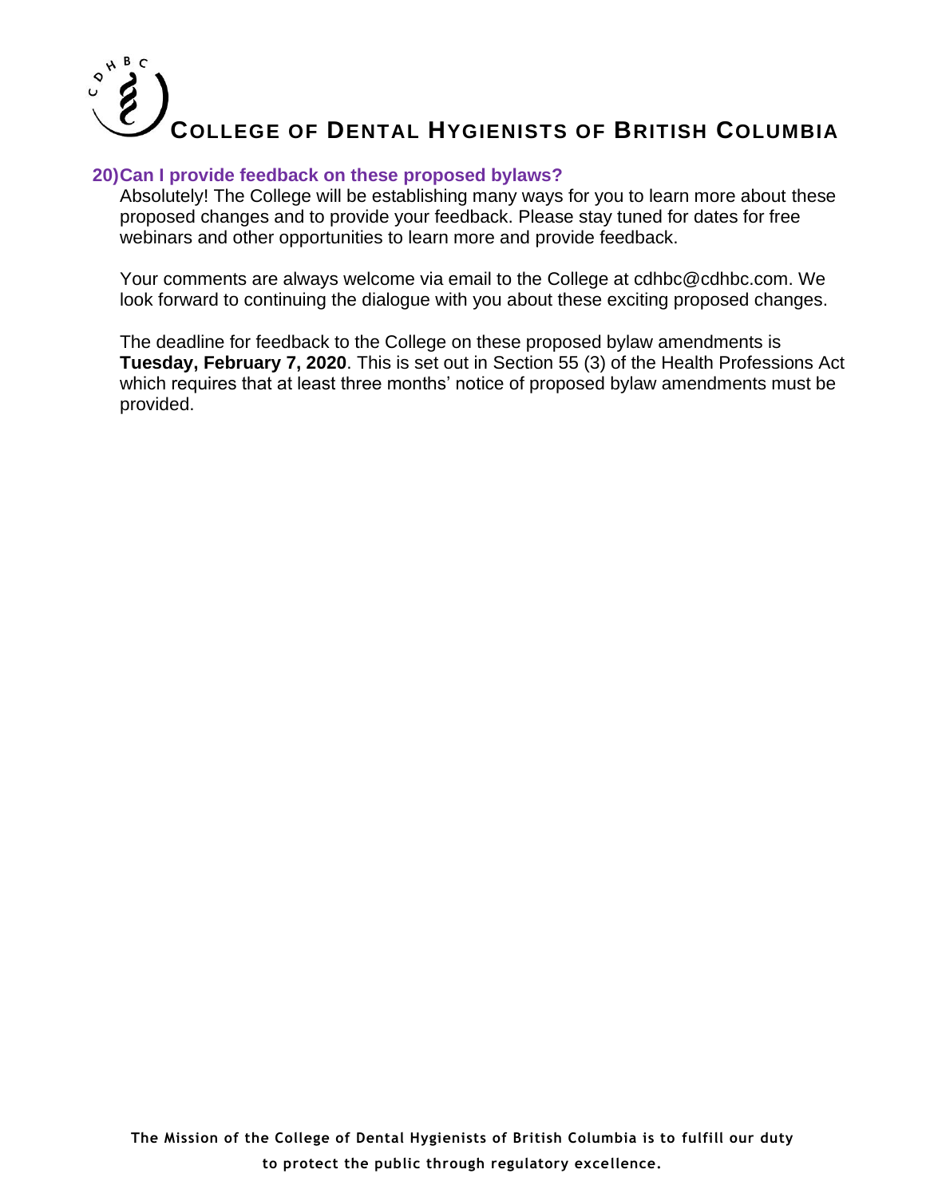### 20) Can I provide feedback on these proposed bylaws?

Absolutely! The College will be establishing many ways for you to learn more about these proposed changes and to provide your feedback. Please stay tuned for dates for free webinars and other opportunities to learn more and provide feedback.

Your comments are always welcome via email to the College at cdhbc@cdhbc.com. We look forward to continuing the dialogue with you about these exciting proposed changes.

The deadline for feedback to the College on these proposed bylaw amendments is **Tuesday, February 7, 2020**. This is set out in Section 55 (3) of the Health Professions Act which requires that at least three months' notice of proposed bylaw amendments must be provided.